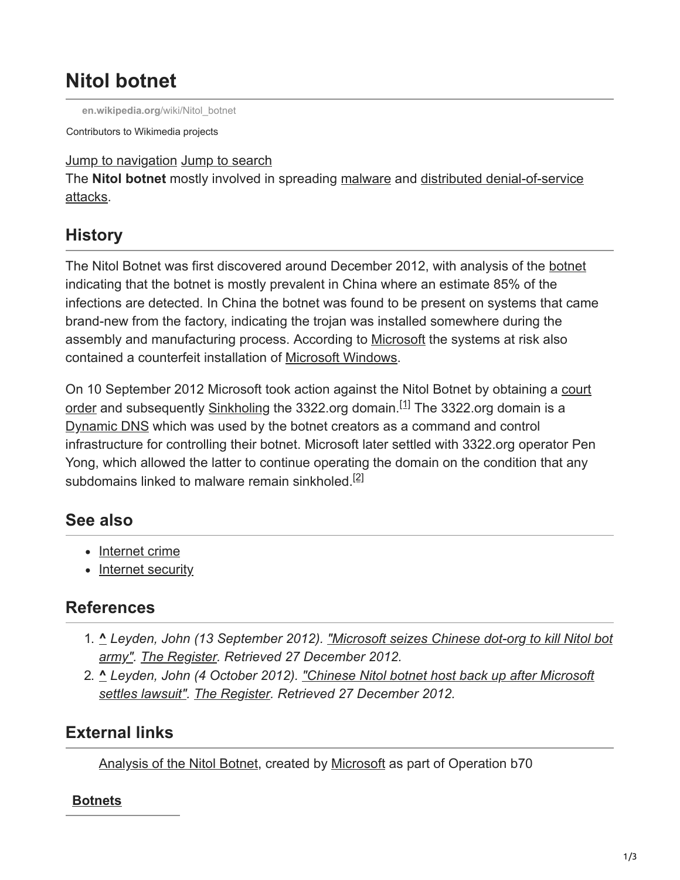# Nitol botnet

en.wikipedia.org/wiki/Nitol_botnet

Contributors to Wikimedia projects

Jump to navigation Jump to search

The **Nitol botnet** mostly involved in spreading malware and distributed denial-of-service attacks.

## History

The Nitol Botnet was first discovered around December 2012, with analysis of the botnet indicating that the botnet is mostly prevalent in China where an estimate 85% of the infections are detected. In China the botnet was found to be present on systems that came brand-new from the factory, indicating the trojan was installed somewhere during the assembly and manufacturing process. According to Microsoft the systems at risk also contained a counterfeit installation of Microsoft Windows.

On 10 September 2012 Microsoft took action against the Nitol Botnet by obtaining a court order and subsequently Sinkholing the 3322.org domain.[1] The 3322.org domain is a Dynamic DNS which was used by the botnet creators as a command and control infrastructure for controlling their botnet. Microsoft later settled with 3322.org operator Pen Yong, which allowed the latter to continue operating the domain on the condition that any subdomains linked to malware remain sinkholed.[2]

## See also

- Internet crime
- Internet security

## References

1. ^ *Leyden, John (13 September 2012). "Microsoft seizes Chinese dot-org to kill Nitol bot army". The Register. Retrieved 27 December 2012.*
2. ^ *Leyden, John (4 October 2012). "Chinese Nitol botnet host back up after Microsoft settles lawsuit". The Register. Retrieved 27 December 2012.*

## External links

Analysis of the Nitol Botnet, created by Microsoft as part of Operation b70

**Botnets**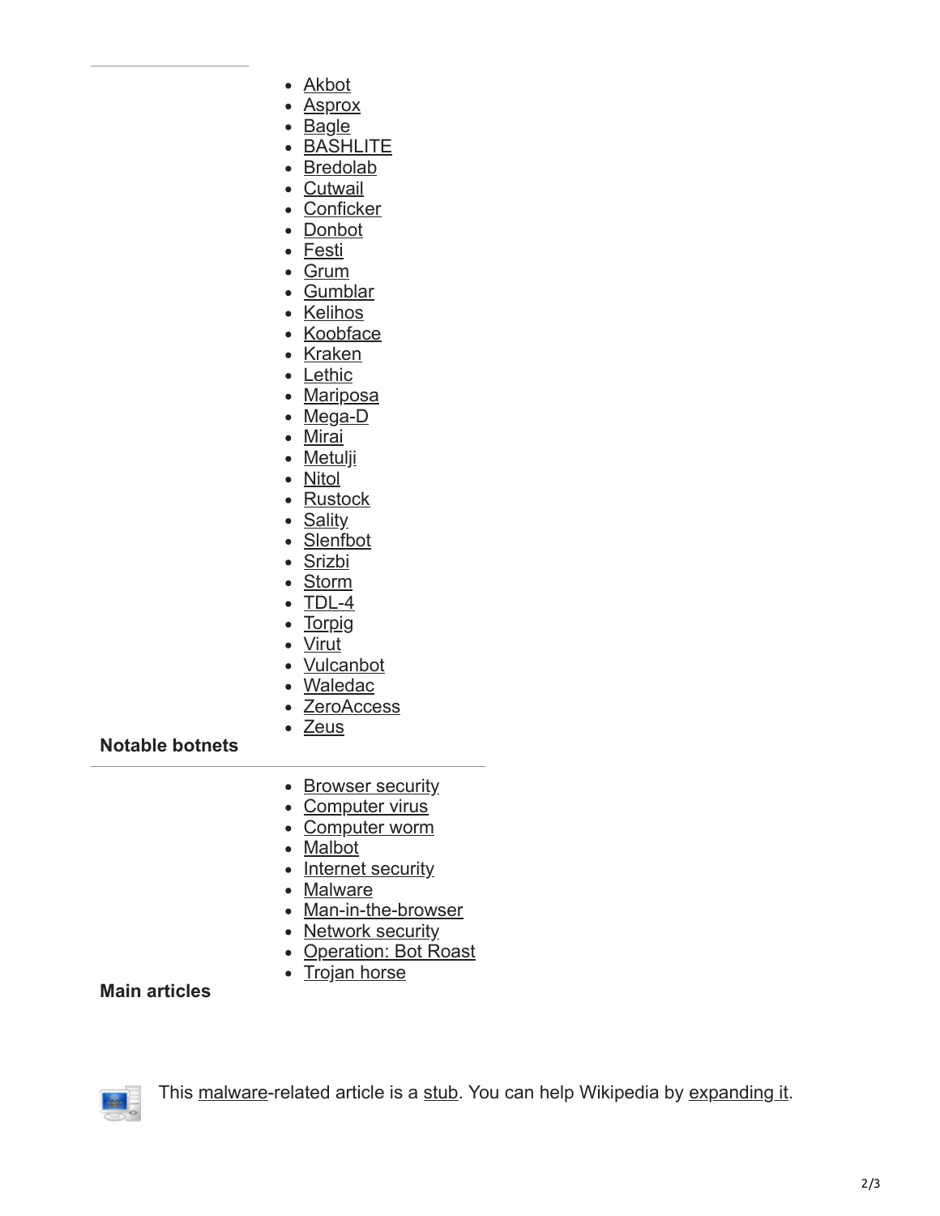- Akbot
- Asprox
- Bagle
- BASHLITE
- Bredolab
- Cutwail
- Conficker
- Donbot
- Festi
- Grum
- Gumblar
- Kelihos
- Koobface
- Kraken
- Lethic
- Mariposa
- Mega-D
- Mirai
- Metulji
- Nitol
- Rustock
- Sality
- Slenfbot
- Srizbi
- Storm
- TDL-4
- Torpig
- Virut
- Vulcanbot
- Waledac
- ZeroAccess
- Zeus

**Notable botnets**

- Browser security
- Computer virus
- Computer worm
- Malbot
- Internet security
- Malware
- Man-in-the-browser
- Network security
- Operation: Bot Roast
- Trojan horse

**Main articles**

This malware-related article is a stub. You can help Wikipedia by expanding it.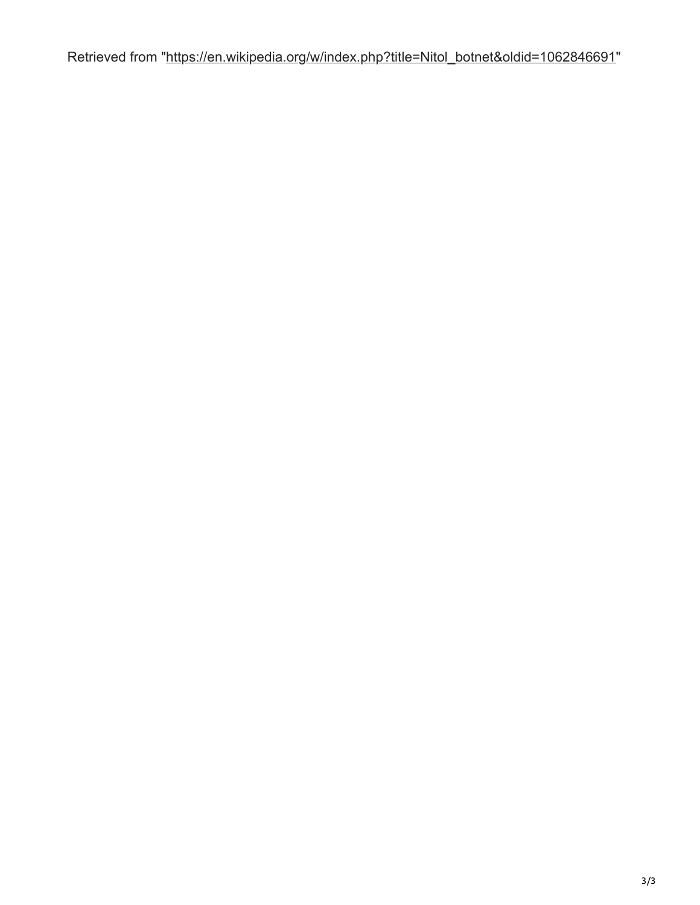Retrieved from "https://en.wikipedia.org/w/index.php?title=Nitol_botnet&oldid=1062846691"